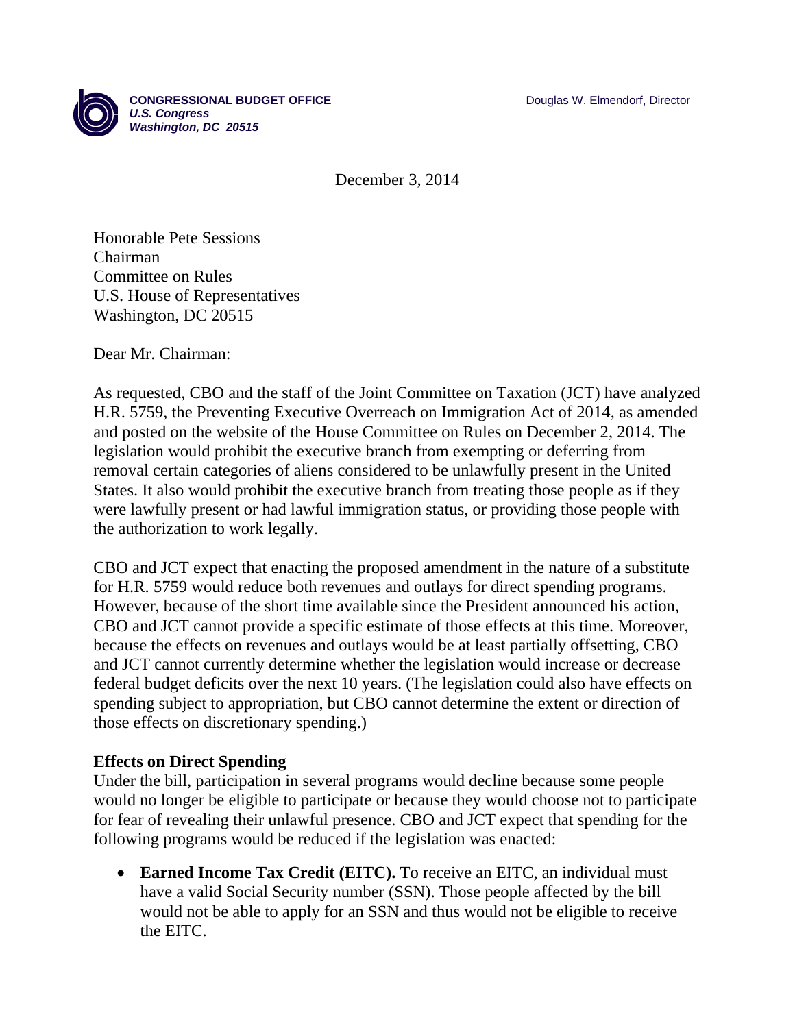**CONGRESSIONAL BUDGET OFFICE**
***U.S. Congress***
***Washington, DC 20515***

Douglas W. Elmendorf, Director

December 3, 2014

Honorable Pete Sessions
Chairman
Committee on Rules
U.S. House of Representatives
Washington, DC 20515

Dear Mr. Chairman:

As requested, CBO and the staff of the Joint Committee on Taxation (JCT) have analyzed H.R. 5759, the Preventing Executive Overreach on Immigration Act of 2014, as amended and posted on the website of the House Committee on Rules on December 2, 2014. The legislation would prohibit the executive branch from exempting or deferring from removal certain categories of aliens considered to be unlawfully present in the United States. It also would prohibit the executive branch from treating those people as if they were lawfully present or had lawful immigration status, or providing those people with the authorization to work legally.

CBO and JCT expect that enacting the proposed amendment in the nature of a substitute for H.R. 5759 would reduce both revenues and outlays for direct spending programs. However, because of the short time available since the President announced his action, CBO and JCT cannot provide a specific estimate of those effects at this time. Moreover, because the effects on revenues and outlays would be at least partially offsetting, CBO and JCT cannot currently determine whether the legislation would increase or decrease federal budget deficits over the next 10 years. (The legislation could also have effects on spending subject to appropriation, but CBO cannot determine the extent or direction of those effects on discretionary spending.)

**Effects on Direct Spending**

Under the bill, participation in several programs would decline because some people would no longer be eligible to participate or because they would choose not to participate for fear of revealing their unlawful presence. CBO and JCT expect that spending for the following programs would be reduced if the legislation was enacted:

- **Earned Income Tax Credit (EITC).** To receive an EITC, an individual must have a valid Social Security number (SSN). Those people affected by the bill would not be able to apply for an SSN and thus would not be eligible to receive the EITC.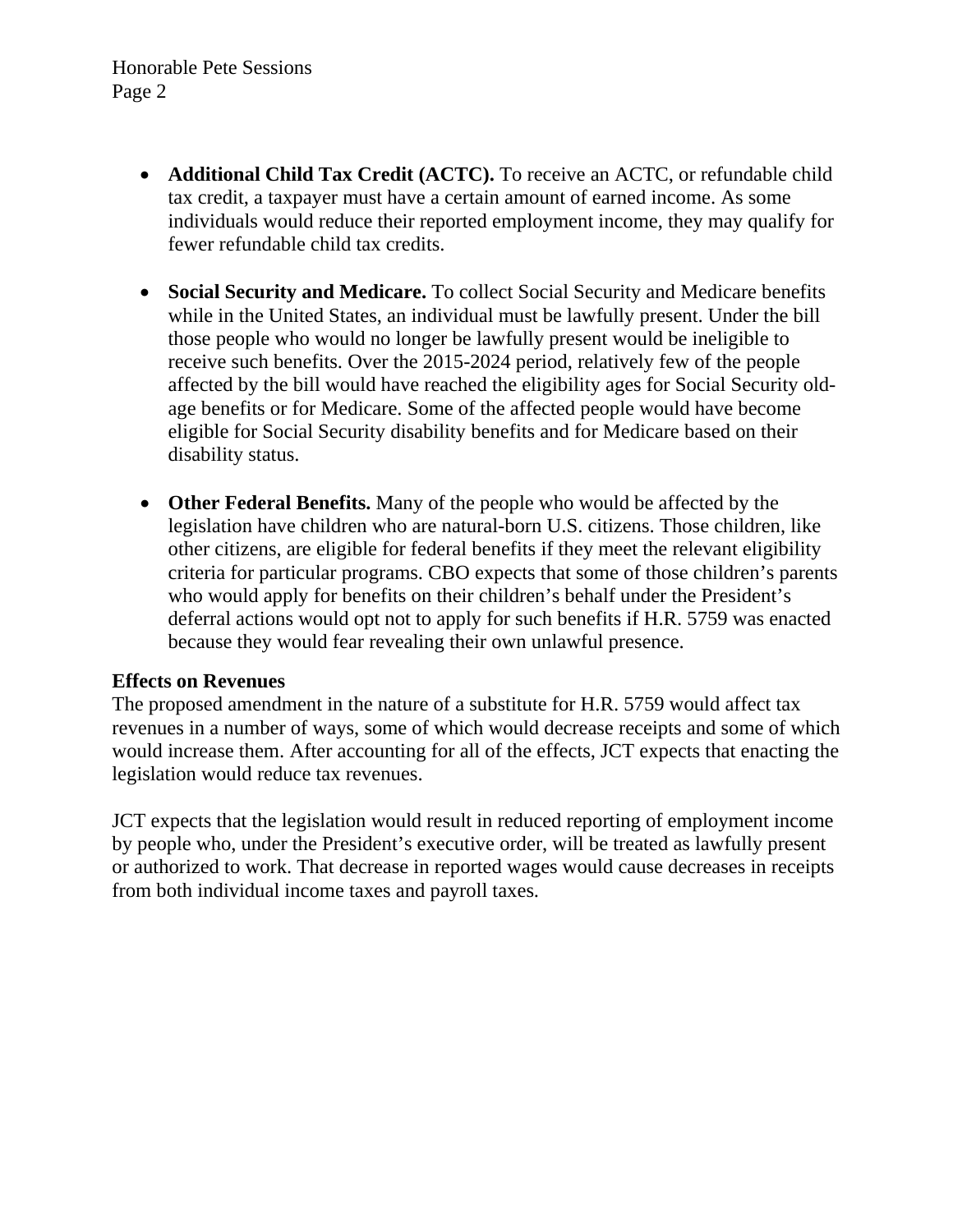- **Additional Child Tax Credit (ACTC).** To receive an ACTC, or refundable child tax credit, a taxpayer must have a certain amount of earned income. As some individuals would reduce their reported employment income, they may qualify for fewer refundable child tax credits.

- **Social Security and Medicare.** To collect Social Security and Medicare benefits while in the United States, an individual must be lawfully present. Under the bill those people who would no longer be lawfully present would be ineligible to receive such benefits. Over the 2015-2024 period, relatively few of the people affected by the bill would have reached the eligibility ages for Social Security old-age benefits or for Medicare. Some of the affected people would have become eligible for Social Security disability benefits and for Medicare based on their disability status.

- **Other Federal Benefits.** Many of the people who would be affected by the legislation have children who are natural-born U.S. citizens. Those children, like other citizens, are eligible for federal benefits if they meet the relevant eligibility criteria for particular programs. CBO expects that some of those children's parents who would apply for benefits on their children's behalf under the President's deferral actions would opt not to apply for such benefits if H.R. 5759 was enacted because they would fear revealing their own unlawful presence.

**Effects on Revenues**

The proposed amendment in the nature of a substitute for H.R. 5759 would affect tax revenues in a number of ways, some of which would decrease receipts and some of which would increase them. After accounting for all of the effects, JCT expects that enacting the legislation would reduce tax revenues.

JCT expects that the legislation would result in reduced reporting of employment income by people who, under the President's executive order, will be treated as lawfully present or authorized to work. That decrease in reported wages would cause decreases in receipts from both individual income taxes and payroll taxes.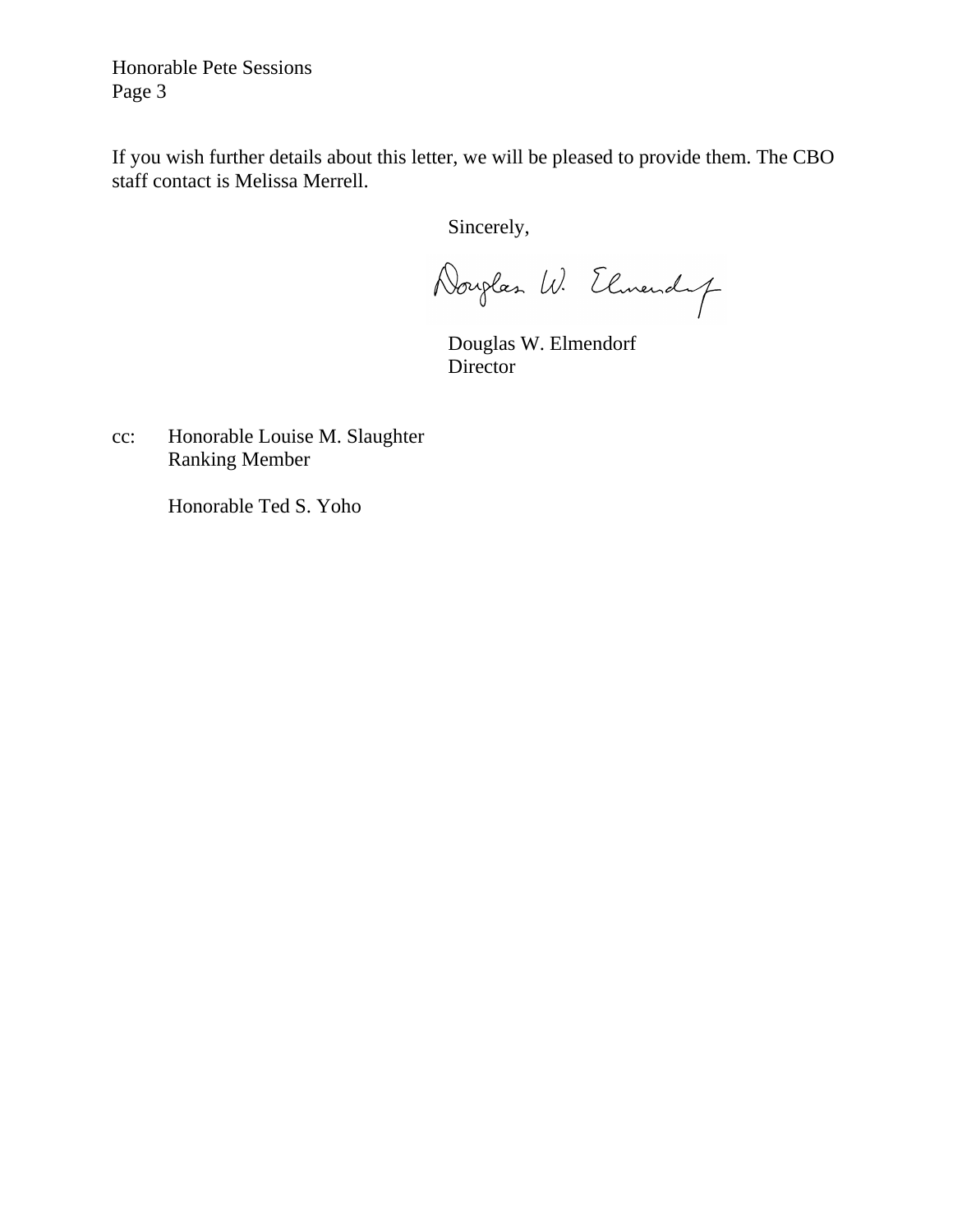If you wish further details about this letter, we will be pleased to provide them. The CBO staff contact is Melissa Merrell.

Sincerely,

Douglas W. Elmendorf
Director

cc: Honorable Louise M. Slaughter
Ranking Member

Honorable Ted S. Yoho